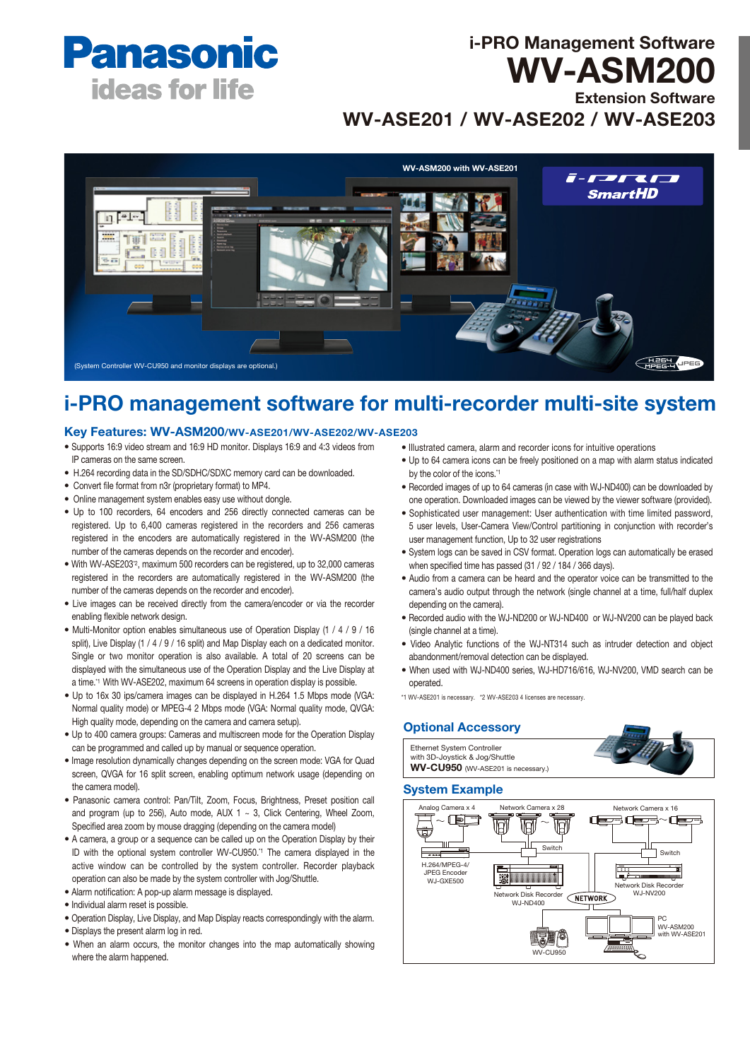# Panasonic

ideas for life

## i-PRO Management Software

# WV-ASM200

## Extension Software

## WV-ASE201 / WV-ASE202 / WV-ASE203

WV-ASM200 with WV-ASE201

i-PRO SmartHD

(System Controller WV-CU950 and monitor displays are optional.)

H.264 MPEG-4 JPEG

# i-PRO management software for multi-recorder multi-site system

## Key Features: WV-ASM200/WV-ASE201/WV-ASE202/WV-ASE203

- Supports 16:9 video stream and 16:9 HD monitor. Displays 16:9 and 4:3 videos from IP cameras on the same screen.
- H.264 recording data in the SD/SDHC/SDXC memory card can be downloaded.
- Convert file format from n3r (proprietary format) to MP4.
- Online management system enables easy use without dongle.
- Up to 100 recorders, 64 encoders and 256 directly connected cameras can be registered. Up to 6,400 cameras registered in the recorders and 256 cameras registered in the encoders are automatically registered in the WV-ASM200 (the number of the cameras depends on the recorder and encoder).
- With WV-ASE203[*2], maximum 500 recorders can be registered, up to 32,000 cameras registered in the recorders are automatically registered in the WV-ASM200 (the number of the cameras depends on the recorder and encoder).
- Live images can be received directly from the camera/encoder or via the recorder enabling flexible network design.
- Multi-Monitor option enables simultaneous use of Operation Display (1 / 4 / 9 / 16 split), Live Display (1 / 4 / 9 / 16 split) and Map Display each on a dedicated monitor. Single or two monitor operation is also available. A total of 20 screens can be displayed with the simultaneous use of the Operation Display and the Live Display at a time.[*1] With WV-ASE202, maximum 64 screens in operation display is possible.
- Up to 16x 30 ips/camera images can be displayed in H.264 1.5 Mbps mode (VGA: Normal quality mode) or MPEG-4 2 Mbps mode (VGA: Normal quality mode, QVGA: High quality mode, depending on the camera and camera setup).
- Up to 400 camera groups: Cameras and multiscreen mode for the Operation Display can be programmed and called up by manual or sequence operation.
- Image resolution dynamically changes depending on the screen mode: VGA for Quad screen, QVGA for 16 split screen, enabling optimum network usage (depending on the camera model).
- Panasonic camera control: Pan/Tilt, Zoom, Focus, Brightness, Preset position call and program (up to 256), Auto mode, AUX 1 ~ 3, Click Centering, Wheel Zoom, Specified area zoom by mouse dragging (depending on the camera model)
- A camera, a group or a sequence can be called up on the Operation Display by their ID with the optional system controller WV-CU950.[*1] The camera displayed in the active window can be controlled by the system controller. Recorder playback operation can also be made by the system controller with Jog/Shuttle.
- Alarm notification: A pop-up alarm message is displayed.
- Individual alarm reset is possible.
- Operation Display, Live Display, and Map Display reacts correspondingly with the alarm.
- Displays the present alarm log in red.
- When an alarm occurs, the monitor changes into the map automatically showing where the alarm happened.
- Illustrated camera, alarm and recorder icons for intuitive operations
- Up to 64 camera icons can be freely positioned on a map with alarm status indicated by the color of the icons.[*1]
- Recorded images of up to 64 cameras (in case with WJ-ND400) can be downloaded by one operation. Downloaded images can be viewed by the viewer software (provided).
- Sophisticated user management: User authentication with time limited password, 5 user levels, User-Camera View/Control partitioning in conjunction with recorder's user management function, Up to 32 user registrations
- System logs can be saved in CSV format. Operation logs can automatically be erased when specified time has passed (31 / 92 / 184 / 366 days).
- Audio from a camera can be heard and the operator voice can be transmitted to the camera's audio output through the network (single channel at a time, full/half duplex depending on the camera).
- Recorded audio with the WJ-ND200 or WJ-ND400 or WJ-NV200 can be played back (single channel at a time).
- Video Analytic functions of the WJ-NT314 such as intruder detection and object abandonment/removal detection can be displayed.
- When used with WJ-ND400 series, WJ-HD716/616, WJ-NV200, VMD search can be operated.

*1 WV-ASE201 is necessary. *2 WV-ASE203 4 licenses are necessary.

## Optional Accessory

Ethernet System Controller with 3D-Joystick & Jog/Shuttle
**WV-CU950** (WV-ASE201 is necessary.)

## System Example

Analog Camera x 4 — H.264/MPEG-4/JPEG Encoder WJ-GXE500
Network Camera x 28 — Switch — Network Disk Recorder WJ-ND400
Network Camera x 16 — Switch — Network Disk Recorder WJ-NV200
NETWORK
WV-CU950
PC WV-ASM200 with WV-ASE201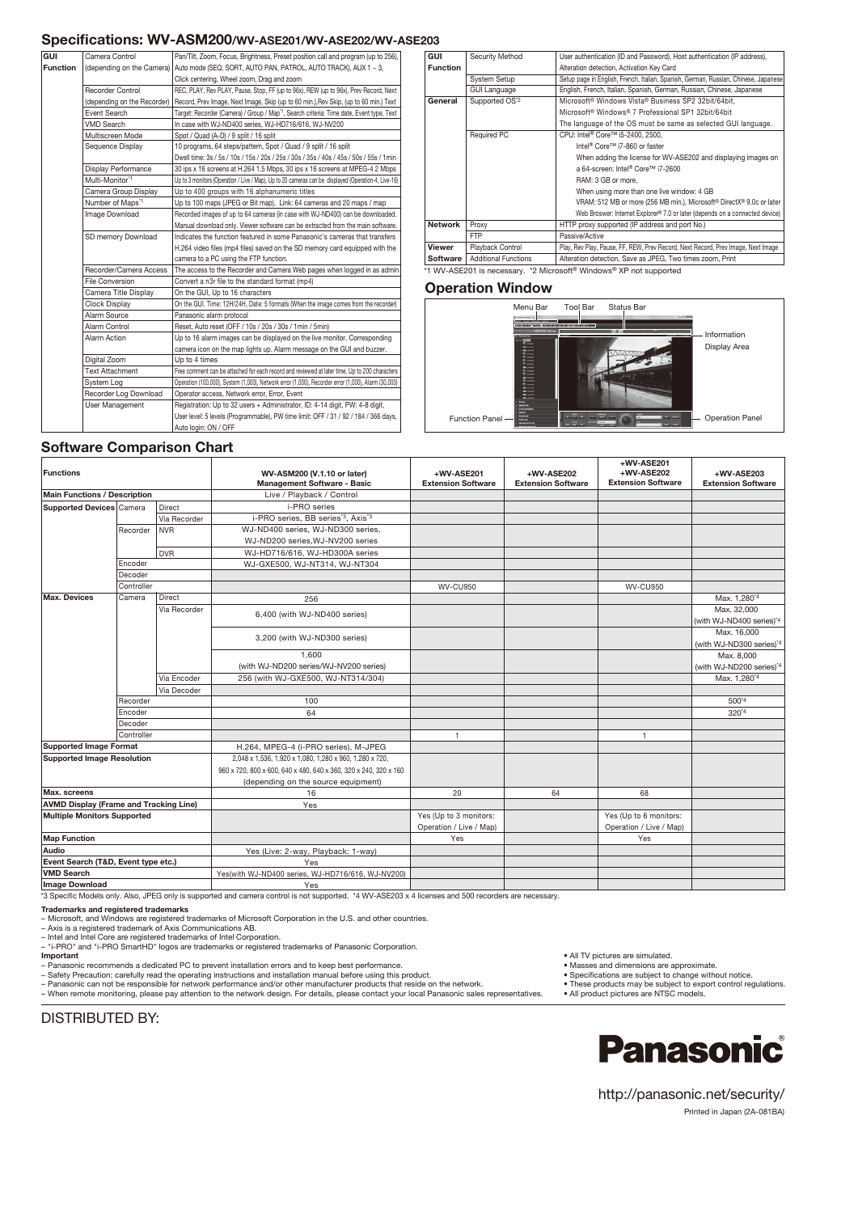## Specifications: WV-ASM200/WV-ASE201/WV-ASE202/WV-ASE203

| | | |
|---|---|---|
| GUI Function | Camera Control (depending on the Camera) | Pan/Tilt, Zoom, Focus, Brightness, Preset position call and program (up to 256), Auto mode (SEQ, SORT, AUTO PAN, PATROL, AUTO TRACK), AUX 1 – 3, Click centering, Wheel zoom, Drag and zoom |
| | Recorder Control (depending on the Recorder) | REC, PLAY, Rev PLAY, Pause, Stop, FF (up to 96x), REW (up to 96x), Prev Record, Next Record, Prev Image, Next Image, Skip (up to 60 min.),Rev Skip, (up to 60 min.) Text |
| | Event Search | Target: Recorder (Camera) / Group / Map[*1], Search criteria: Time date, Event type, Text |
| | VMD Search | In case with WJ-ND400 series, WJ-HD716/616, WJ-NV200 |
| | Multiscreen Mode | Spot / Quad (A-D) / 9 split / 16 split |
| | Sequence Display | 10 programs, 64 steps/pattern, Spot / Quad / 9 split / 16 split Dwell time: 3s / 5s / 10s / 15s / 20s / 25s / 30s / 35s / 40s / 45s / 50s / 55s / 1min |
| | Display Performance | 30 ips x 16 screens at H.264 1.5 Mbps, 30 ips x 16 screens at MPEG-4 2 Mbps |
| | Multi-Monitor[*1] | Up to 3 monitors (Operation / Live / Map), Up to 20 cameras can be displayed (Operation-4, Live-16) |
| | Camera Group Display | Up to 400 groups with 16 alphanumeric titles |
| | Number of Maps[*1] | Up to 100 maps (JPEG or Bit map), Link: 64 cameras and 20 maps / map |
| | Image Download | Recorded images of up to 64 cameras (in case with WJ-ND400) can be downloaded. Manual download only. Viewer software can be extracted from the main software. |
| | SD memory Download | Indicates the function featured in some Panasonic's cameras that transfers H.264 video files (mp4 files) saved on the SD memory card equipped with the camera to a PC using the FTP function. |
| | Recorder/Camera Access | The access to the Recorder and Camera Web pages when logged in as admin |
| | File Conversion | Convert a n3r file to the standard format (mp4) |
| | Camera Title Display | On the GUI, Up to 16 characters |
| | Clock Display | On the GUI. Time: 12H/24H, Date: 5 formats (When the image comes from the recorder) |
| | Alarm Source | Panasonic alarm protocol |
| | Alarm Control | Reset, Auto reset (OFF / 10s / 20s / 30s / 1min / 5min) |
| | Alarm Action | Up to 16 alarm images can be displayed on the live monitor. Corresponding camera icon on the map lights up. Alarm message on the GUI and buzzer. |
| | Digital Zoom | Up to 4 times |
| | Text Attachment | Free comment can be attached for each record and reviewed at later time. Up to 200 characters |
| | System Log | Operation (100,000), System (1,000), Network error (1,000), Recorder error (1,000), Alarm (30,000) |
| | Recorder Log Download | Operator access, Network error, Error, Event |
| | User Management | Registration: Up to 32 users + Administrator, ID: 4-14 digit, PW: 4-8 digit, User level: 5 levels (Programmable), PW time limit: OFF / 31 / 92 / 184 / 366 days, Auto login: ON / OFF |
| | Security Method | User authentication (ID and Password), Host authentication (IP address), Alteration detection, Activation Key Card |
| | System Setup | Setup page in English, French, Italian, Spanish, German, Russian, Chinese, Japanese |
| | GUI Language | English, French, Italian, Spanish, German, Russian, Chinese, Japanese |
| General | Supported OS[*2] | Microsoft® Windows Vista® Business SP2 32bit/64bit, Microsoft® Windows® 7 Professional SP1 32bit/64bit The language of the OS must be same as selected GUI language. |
| | Required PC | CPU: Intel® Core™ i5-2400, 2500, Intel® Core™ i7-860 or faster When adding the license for WV-ASE202 and displaying images on a 64-screen: Intel® Core™ i7-2600 RAM: 3 GB or more, When using more than one live window: 4 GB VRAM: 512 MB or more (256 MB min.), Microsoft® DirectX® 9.0c or later Web Broswer: Internet Explorer® 7.0 or later (depends on a connected device) |
| Network | Proxy | HTTP proxy supported (IP address and port No.) |
| | FTP | Passive/Active |
| Viewer Software | Playback Control | Play, Rev Play, Pause, FF, REW, Prev Record, Next Record, Prev Image, Next Image |
| | Additional Functions | Alteration detection, Save as JPEG, Two times zoom, Print |

*1 WV-ASE201 is necessary. *2 Microsoft® Windows® XP not supported

## Operation Window

Menu Bar
Tool Bar
Status Bar
Information Display Area
Function Panel
Operation Panel

## Software Comparison Chart

| Functions | | | WV-ASM200 (V.1.10 or later) Management Software - Basic | +WV-ASE201 Extension Software | +WV-ASE202 Extension Software | +WV-ASE201 +WV-ASE202 Extension Software | +WV-ASE203 Extension Software |
|---|---|---|---|---|---|---|---|
| Main Functions / Description | | | Live / Playback / Control | | | | |
| Supported Devices | Camera | Direct | i-PRO series | | | | |
| | | Via Recorder | i-PRO series, BB series[*3], Axis[*3] | | | | |
| | Recorder | NVR | WJ-ND400 series, WJ-ND300 series, WJ-ND200 series,WJ-NV200 series | | | | |
| | | DVR | WJ-HD716/616, WJ-HD300A series | | | | |
| | Encoder | | WJ-GXE500, WJ-NT314, WJ-NT304 | | | | |
| | Decoder | | | | | | |
| | Controller | | | WV-CU950 | | WV-CU950 | |
| Max. Devices | Camera | Direct | 256 | | | | Max. 1,280[*4] |
| | | Via Recorder | 6,400 (with WJ-ND400 series) | | | | Max. 32,000 (with WJ-ND400 series)[*4] |
| | | | 3,200 (with WJ-ND300 series) | | | | Max. 16,000 (with WJ-ND300 series)[*4] |
| | | | 1,600 (with WJ-ND200 series/WJ-NV200 series) | | | | Max. 8,000 (with WJ-ND200 series)[*4] |
| | | Via Encoder | 256 (with WJ-GXE500, WJ-NT314/304) | | | | Max. 1,280[*4] |
| | | Via Decoder | | | | | |
| | Recorder | | 100 | | | | 500[*4] |
| | Encoder | | 64 | | | | 320[*4] |
| | Decoder | | | | | | |
| | Controller | | | 1 | | 1 | |
| Supported Image Format | | | H.264, MPEG-4 (i-PRO series), M-JPEG | | | | |
| Supported Image Resolution | | | 2,048 x 1,536, 1,920 x 1,080, 1,280 x 960, 1,280 x 720, 960 x 720, 800 x 600, 640 x 480, 640 x 360, 320 x 240, 320 x 160 (depending on the source equipment) | | | | |
| Max. screens | | | 16 | 20 | 64 | 68 | |
| AVMD Display (Frame and Tracking Line) | | | Yes | | | | |
| Multiple Monitors Supported | | | | Yes (Up to 3 monitors: Operation / Live / Map) | | Yes (Up to 6 monitors: Operation / Live / Map) | |
| Map Function | | | | Yes | | Yes | |
| Audio | | | Yes (Live: 2-way, Playback: 1-way) | | | | |
| Event Search (T&D, Event type etc.) | | | Yes | | | | |
| VMD Search | | | Yes(with WJ-ND400 series, WJ-HD716/616, WJ-NV200) | | | | |
| Image Download | | | Yes | | | | |

*3 Specific Models only. Also, JPEG only is supported and camera control is not supported. *4 WV-ASE203 x 4 licenses and 500 recorders are necessary.

**Trademarks and registered trademarks**

– Microsoft, and Windows are registered trademarks of Microsoft Corporation in the U.S. and other countries.
– Axis is a registered trademark of Axis Communications AB.
– Intel and Intel Core are registered trademarks of Intel Corporation.
– "i-PRO" and "i-PRO SmartHD" logos are trademarks or registered trademarks of Panasonic Corporation.

**Important**

– Panasonic recommends a dedicated PC to prevent installation errors and to keep best performance.
– Safety Precaution: carefully read the operating instructions and installation manual before using this product.
– Panasonic can not be responsible for network performance and/or other manufacturer products that reside on the network.
– When remote monitoring, please pay attention to the network design. For details, please contact your local Panasonic sales representatives.

• All TV pictures are simulated.
• Masses and dimensions are approximate.
• Specifications are subject to change without notice.
• These products may be subject to export control regulations.
• All product pictures are NTSC models.

DISTRIBUTED BY:

Panasonic

http://panasonic.net/security/

Printed in Japan (2A-081BA)